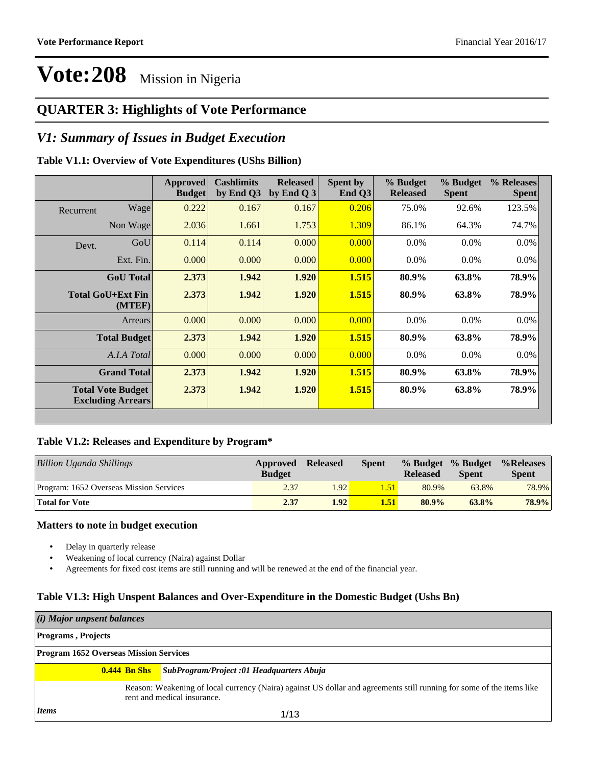# Vote:208 Mission in Nigeria

## QUARTER 3: Highlights of Vote Performance

## *V1: Summary of Issues in Budget Execution*

### Table V1.1: Overview of Vote Expenditures (UShs Billion)

| | | Approved Budget | Cashlimits by End Q3 | Released by End Q 3 | Spent by End Q3 | % Budget Released | % Budget Spent | % Releases Spent |
|---|---|---|---|---|---|---|---|---|
| Recurrent | Wage | 0.222 | 0.167 | 0.167 | 0.206 | 75.0% | 92.6% | 123.5% |
| | Non Wage | 2.036 | 1.661 | 1.753 | 1.309 | 86.1% | 64.3% | 74.7% |
| Devt. | GoU | 0.114 | 0.114 | 0.000 | 0.000 | 0.0% | 0.0% | 0.0% |
| | Ext. Fin. | 0.000 | 0.000 | 0.000 | 0.000 | 0.0% | 0.0% | 0.0% |
| | **GoU Total** | **2.373** | **1.942** | **1.920** | **1.515** | **80.9%** | **63.8%** | **78.9%** |
| | **Total GoU+Ext Fin (MTEF)** | **2.373** | **1.942** | **1.920** | **1.515** | **80.9%** | **63.8%** | **78.9%** |
| | Arrears | 0.000 | 0.000 | 0.000 | 0.000 | 0.0% | 0.0% | 0.0% |
| | **Total Budget** | **2.373** | **1.942** | **1.920** | **1.515** | **80.9%** | **63.8%** | **78.9%** |
| | *A.I.A Total* | 0.000 | 0.000 | 0.000 | 0.000 | 0.0% | 0.0% | 0.0% |
| | **Grand Total** | **2.373** | **1.942** | **1.920** | **1.515** | **80.9%** | **63.8%** | **78.9%** |
| | **Total Vote Budget Excluding Arrears** | **2.373** | **1.942** | **1.920** | **1.515** | **80.9%** | **63.8%** | **78.9%** |

### Table V1.2: Releases and Expenditure by Program*

| *Billion Uganda Shillings* | Approved Budget | Released | Spent | % Budget Released | % Budget Spent | %Releases Spent |
|---|---|---|---|---|---|---|
| Program: 1652 Overseas Mission Services | 2.37 | 1.92 | 1.51 | 80.9% | 63.8% | 78.9% |
| **Total for Vote** | **2.37** | **1.92** | **1.51** | **80.9%** | **63.8%** | **78.9%** |

### Matters to note in budget execution

- Delay in quarterly release
- Weakening of local currency (Naira) against Dollar
- Agreements for fixed cost items are still running and will be renewed at the end of the financial year.

### Table V1.3: High Unspent Balances and Over-Expenditure in the Domestic Budget (Ushs Bn)

| *(i) Major unpent balances* | |
|---|---|
| **Programs , Projects** | |
| **Program 1652 Overseas Mission Services** | |
| **0.444 Bn Shs** | ***SubProgram/Project :01 Headquarters Abuja*** |
| | Reason: Weakening of local currency (Naira) against US dollar and agreements still running for some of the items like rent and medical insurance. |
| *Items* | |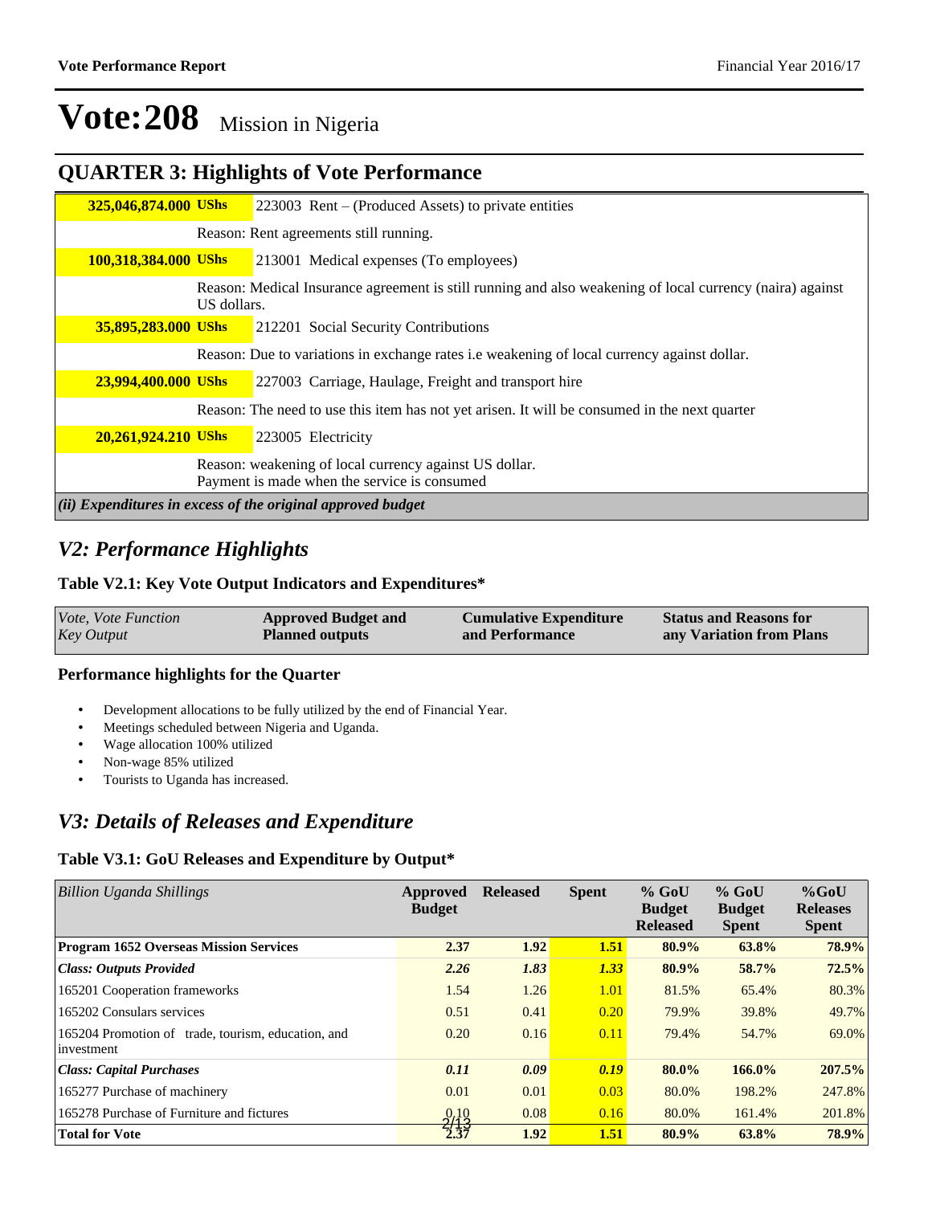# Vote:208 Mission in Nigeria

## QUARTER 3: Highlights of Vote Performance

| | |
|---|---|
| **325,046,874.000 UShs** | 223003 Rent – (Produced Assets) to private entities |
| | Reason: Rent agreements still running. |
| **100,318,384.000 UShs** | 213001 Medical expenses (To employees) |
| | Reason: Medical Insurance agreement is still running and also weakening of local currency (naira) against US dollars. |
| **35,895,283.000 UShs** | 212201 Social Security Contributions |
| | Reason: Due to variations in exchange rates i.e weakening of local currency against dollar. |
| **23,994,400.000 UShs** | 227003 Carriage, Haulage, Freight and transport hire |
| | Reason: The need to use this item has not yet arisen. It will be consumed in the next quarter |
| **20,261,924.210 UShs** | 223005 Electricity |
| | Reason: weakening of local currency against US dollar. Payment is made when the service is consumed |

*(ii) Expenditures in excess of the original approved budget*

## V2: Performance Highlights

### Table V2.1: Key Vote Output Indicators and Expenditures*

| *Vote, Vote Function Key Output* | **Approved Budget and Planned outputs** | **Cumulative Expenditure and Performance** | **Status and Reasons for any Variation from Plans** |
|---|---|---|---|

### Performance highlights for the Quarter

- Development allocations to be fully utilized by the end of Financial Year.
- Meetings scheduled between Nigeria and Uganda.
- Wage allocation 100% utilized
- Non-wage 85% utilized
- Tourists to Uganda has increased.

## V3: Details of Releases and Expenditure

### Table V3.1: GoU Releases and Expenditure by Output*

| *Billion Uganda Shillings* | Approved Budget | Released | Spent | % GoU Budget Released | % GoU Budget Spent | %GoU Releases Spent |
|---|---|---|---|---|---|---|
| **Program 1652 Overseas Mission Services** | **2.37** | **1.92** | **1.51** | **80.9%** | **63.8%** | **78.9%** |
| ***Class: Outputs Provided*** | ***2.26*** | ***1.83*** | ***1.33*** | **80.9%** | **58.7%** | **72.5%** |
| 165201 Cooperation frameworks | 1.54 | 1.26 | 1.01 | 81.5% | 65.4% | 80.3% |
| 165202 Consulars services | 0.51 | 0.41 | 0.20 | 79.9% | 39.8% | 49.7% |
| 165204 Promotion of trade, tourism, education, and investment | 0.20 | 0.16 | 0.11 | 79.4% | 54.7% | 69.0% |
| ***Class: Capital Purchases*** | ***0.11*** | ***0.09*** | ***0.19*** | **80.0%** | **166.0%** | **207.5%** |
| 165277 Purchase of machinery | 0.01 | 0.01 | 0.03 | 80.0% | 198.2% | 247.8% |
| 165278 Purchase of Furniture and fictures | 0.10 | 0.08 | 0.16 | 80.0% | 161.4% | 201.8% |
| **Total for Vote** | **2.37** | **1.92** | **1.51** | **80.9%** | **63.8%** | **78.9%** |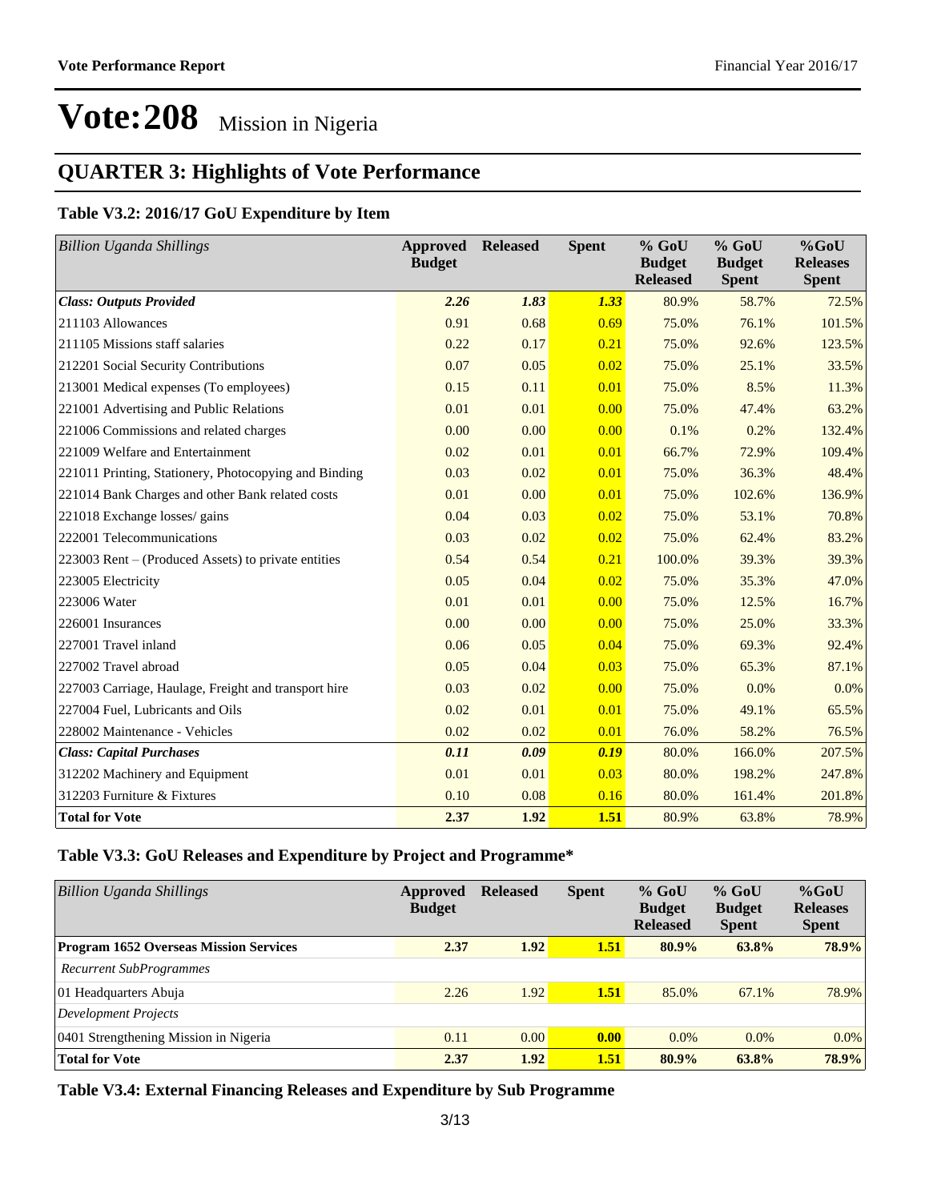# Vote:208 Mission in Nigeria

## QUARTER 3: Highlights of Vote Performance

### Table V3.2: 2016/17 GoU Expenditure by Item

| *Billion Uganda Shillings* | Approved Budget | Released | Spent | % GoU Budget Released | % GoU Budget Spent | %GoU Releases Spent |
|---|---|---|---|---|---|---|
| ***Class: Outputs Provided*** | ***2.26*** | ***1.83*** | ***1.33*** | 80.9% | 58.7% | 72.5% |
| 211103 Allowances | 0.91 | 0.68 | 0.69 | 75.0% | 76.1% | 101.5% |
| 211105 Missions staff salaries | 0.22 | 0.17 | 0.21 | 75.0% | 92.6% | 123.5% |
| 212201 Social Security Contributions | 0.07 | 0.05 | 0.02 | 75.0% | 25.1% | 33.5% |
| 213001 Medical expenses (To employees) | 0.15 | 0.11 | 0.01 | 75.0% | 8.5% | 11.3% |
| 221001 Advertising and Public Relations | 0.01 | 0.01 | 0.00 | 75.0% | 47.4% | 63.2% |
| 221006 Commissions and related charges | 0.00 | 0.00 | 0.00 | 0.1% | 0.2% | 132.4% |
| 221009 Welfare and Entertainment | 0.02 | 0.01 | 0.01 | 66.7% | 72.9% | 109.4% |
| 221011 Printing, Stationery, Photocopying and Binding | 0.03 | 0.02 | 0.01 | 75.0% | 36.3% | 48.4% |
| 221014 Bank Charges and other Bank related costs | 0.01 | 0.00 | 0.01 | 75.0% | 102.6% | 136.9% |
| 221018 Exchange losses/ gains | 0.04 | 0.03 | 0.02 | 75.0% | 53.1% | 70.8% |
| 222001 Telecommunications | 0.03 | 0.02 | 0.02 | 75.0% | 62.4% | 83.2% |
| 223003 Rent – (Produced Assets) to private entities | 0.54 | 0.54 | 0.21 | 100.0% | 39.3% | 39.3% |
| 223005 Electricity | 0.05 | 0.04 | 0.02 | 75.0% | 35.3% | 47.0% |
| 223006 Water | 0.01 | 0.01 | 0.00 | 75.0% | 12.5% | 16.7% |
| 226001 Insurances | 0.00 | 0.00 | 0.00 | 75.0% | 25.0% | 33.3% |
| 227001 Travel inland | 0.06 | 0.05 | 0.04 | 75.0% | 69.3% | 92.4% |
| 227002 Travel abroad | 0.05 | 0.04 | 0.03 | 75.0% | 65.3% | 87.1% |
| 227003 Carriage, Haulage, Freight and transport hire | 0.03 | 0.02 | 0.00 | 75.0% | 0.0% | 0.0% |
| 227004 Fuel, Lubricants and Oils | 0.02 | 0.01 | 0.01 | 75.0% | 49.1% | 65.5% |
| 228002 Maintenance - Vehicles | 0.02 | 0.02 | 0.01 | 76.0% | 58.2% | 76.5% |
| ***Class: Capital Purchases*** | ***0.11*** | ***0.09*** | ***0.19*** | 80.0% | 166.0% | 207.5% |
| 312202 Machinery and Equipment | 0.01 | 0.01 | 0.03 | 80.0% | 198.2% | 247.8% |
| 312203 Furniture & Fixtures | 0.10 | 0.08 | 0.16 | 80.0% | 161.4% | 201.8% |
| **Total for Vote** | **2.37** | **1.92** | **1.51** | 80.9% | 63.8% | 78.9% |

### Table V3.3: GoU Releases and Expenditure by Project and Programme*

| *Billion Uganda Shillings* | Approved Budget | Released | Spent | % GoU Budget Released | % GoU Budget Spent | %GoU Releases Spent |
|---|---|---|---|---|---|---|
| **Program 1652 Overseas Mission Services** | **2.37** | **1.92** | **1.51** | **80.9%** | **63.8%** | **78.9%** |
| *Recurrent SubProgrammes* | | | | | | |
| 01 Headquarters Abuja | 2.26 | 1.92 | **1.51** | 85.0% | 67.1% | 78.9% |
| *Development Projects* | | | | | | |
| 0401 Strengthening Mission in Nigeria | 0.11 | 0.00 | **0.00** | 0.0% | 0.0% | 0.0% |
| **Total for Vote** | **2.37** | **1.92** | **1.51** | **80.9%** | **63.8%** | **78.9%** |

### Table V3.4: External Financing Releases and Expenditure by Sub Programme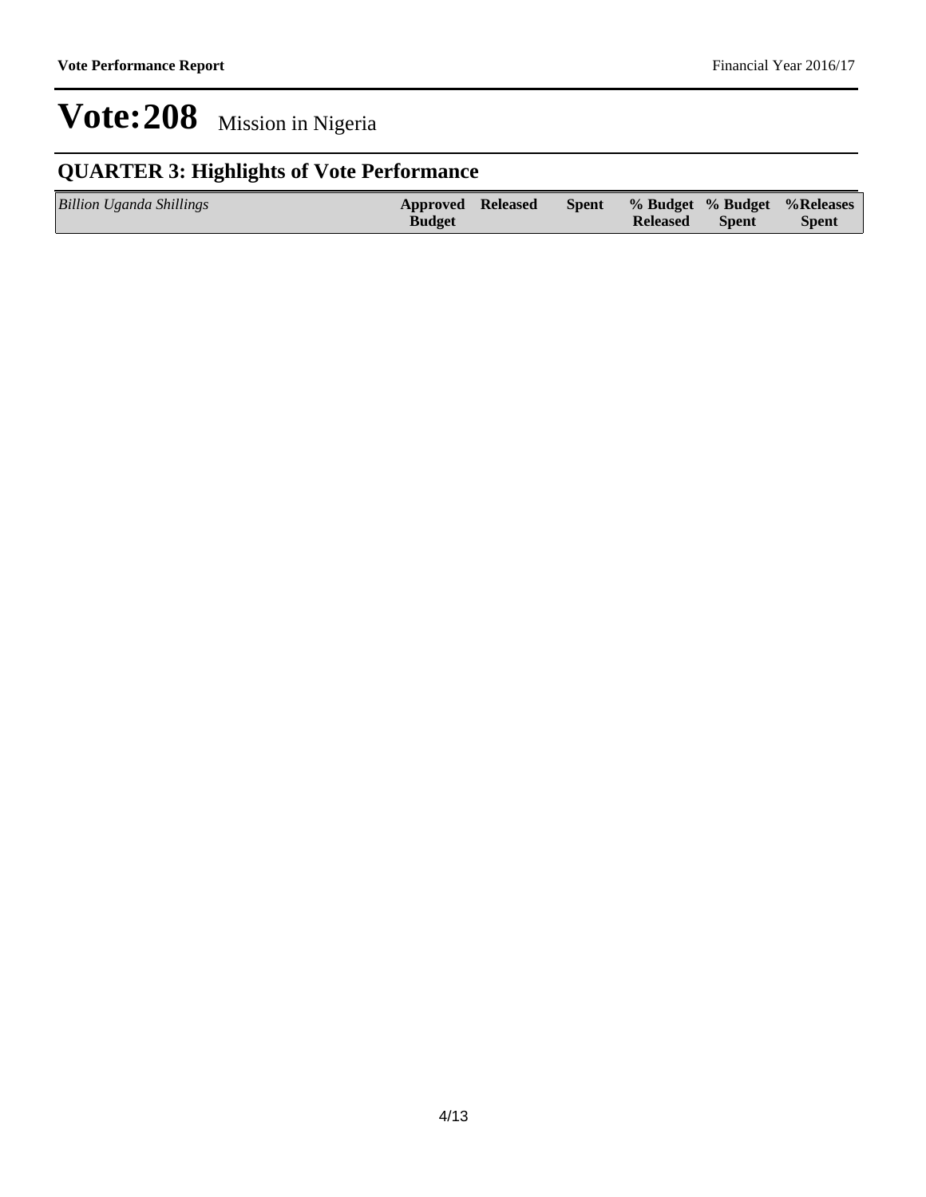# Vote:208 Mission in Nigeria

## QUARTER 3: Highlights of Vote Performance

| *Billion Uganda Shillings* | **Approved Budget** | **Released** | **Spent** | **% Budget Released** | **% Budget Spent** | **%Releases Spent** |
|---|---|---|---|---|---|---|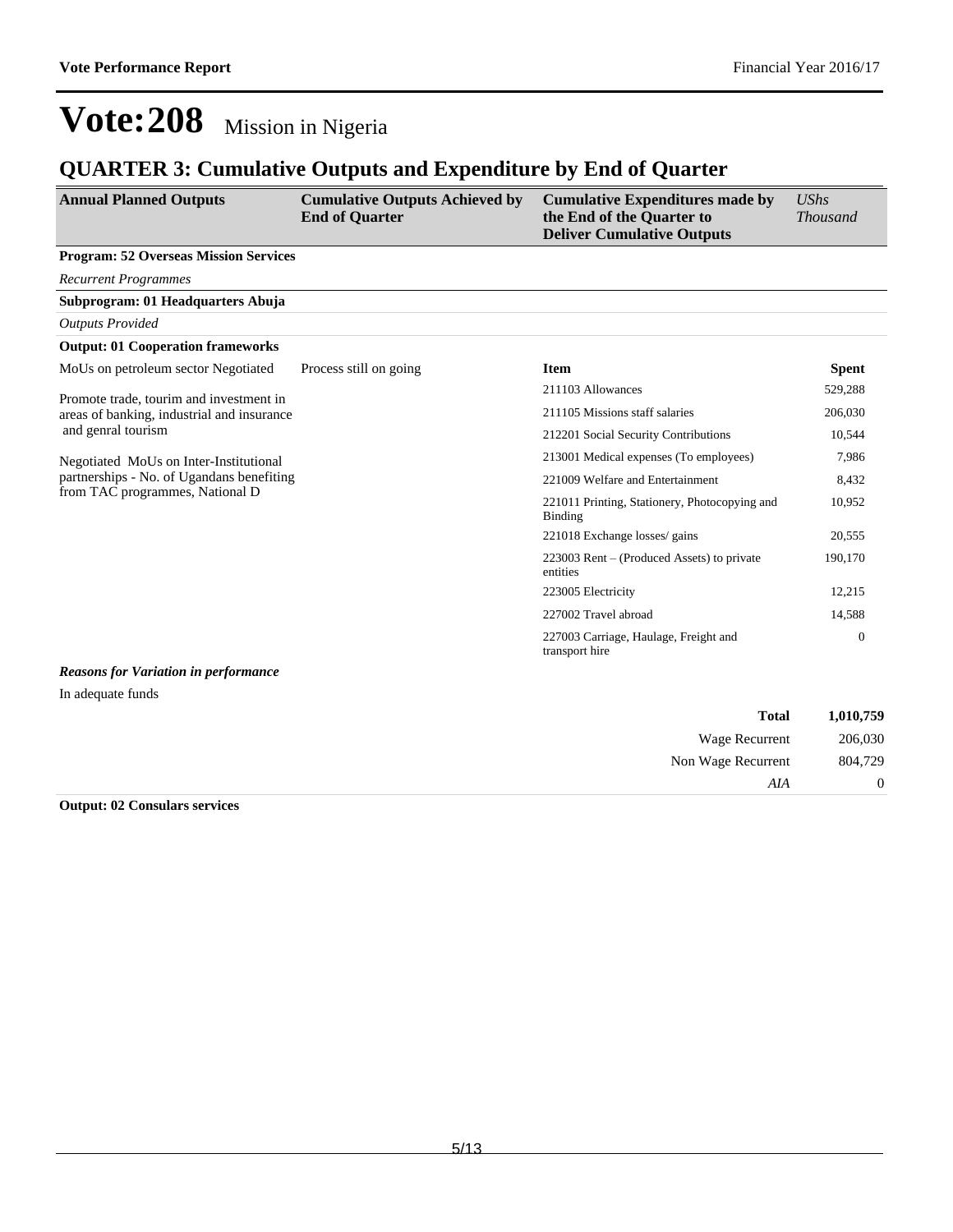# Vote:208 Mission in Nigeria

## QUARTER 3: Cumulative Outputs and Expenditure by End of Quarter

| Annual Planned Outputs | Cumulative Outputs Achieved by End of Quarter | Cumulative Expenditures made by the End of the Quarter to Deliver Cumulative Outputs | *UShs Thousand* |
|---|---|---|---|

**Program: 52 Overseas Mission Services**

*Recurrent Programmes*

**Subprogram: 01 Headquarters Abuja**

*Outputs Provided*

**Output: 01 Cooperation frameworks**

| Annual Planned Outputs | Cumulative Outputs Achieved by End of Quarter | Item | Spent |
|---|---|---|---|
| MoUs on petroleum sector Negotiated<br><br>Promote trade, tourim and investment in areas of banking, industrial and insurance and genral tourism<br><br>Negotiated MoUs on Inter-Institutional partnerships - No. of Ugandans benefiting from TAC programmes, National D | Process still on going | 211103 Allowances | 529,288 |
| | | 211105 Missions staff salaries | 206,030 |
| | | 212201 Social Security Contributions | 10,544 |
| | | 213001 Medical expenses (To employees) | 7,986 |
| | | 221009 Welfare and Entertainment | 8,432 |
| | | 221011 Printing, Stationery, Photocopying and Binding | 10,952 |
| | | 221018 Exchange losses/ gains | 20,555 |
| | | 223003 Rent – (Produced Assets) to private entities | 190,170 |
| | | 223005 Electricity | 12,215 |
| | | 227002 Travel abroad | 14,588 |
| | | 227003 Carriage, Haulage, Freight and transport hire | 0 |

***Reasons for Variation in performance***

In adequate funds

| | |
|---|---|
| **Total** | **1,010,759** |
| Wage Recurrent | 206,030 |
| Non Wage Recurrent | 804,729 |
| *AIA* | 0 |

**Output: 02 Consulars services**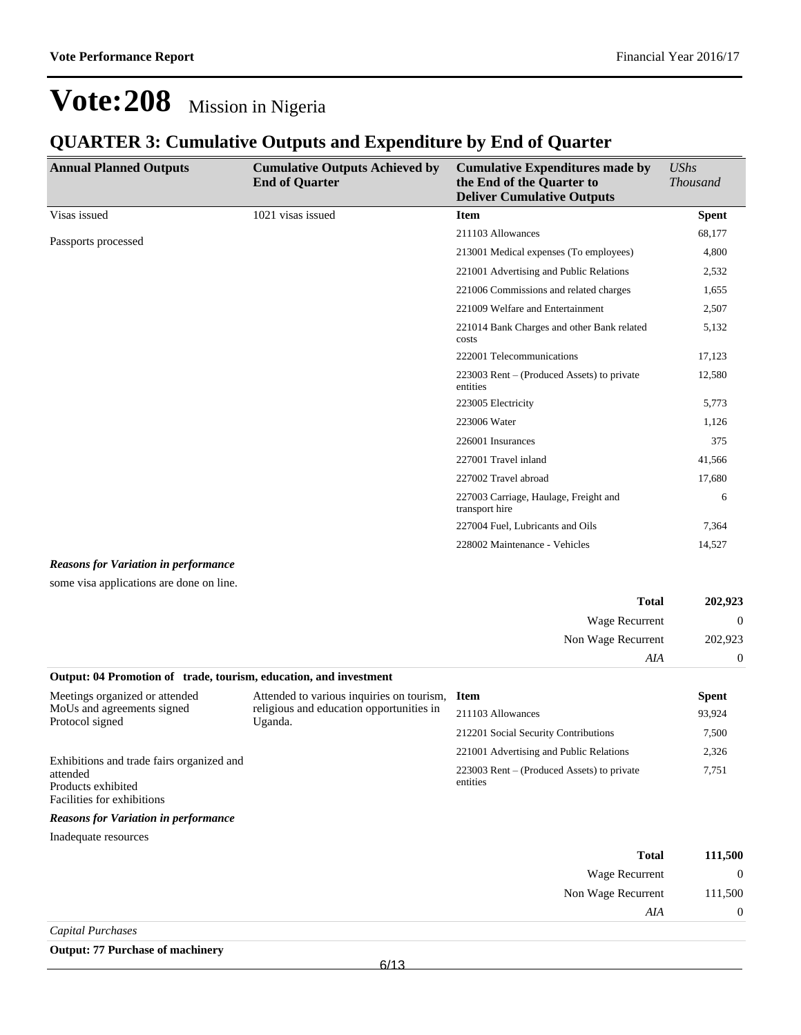# Vote:208 Mission in Nigeria

## QUARTER 3: Cumulative Outputs and Expenditure by End of Quarter

| Annual Planned Outputs | Cumulative Outputs Achieved by End of Quarter | Cumulative Expenditures made by the End of the Quarter to Deliver Cumulative Outputs | *UShs Thousand* |
|---|---|---|---|
| Visas issued | 1021 visas issued | **Item** | **Spent** |
| Passports processed | | 211103 Allowances | 68,177 |
| | | 213001 Medical expenses (To employees) | 4,800 |
| | | 221001 Advertising and Public Relations | 2,532 |
| | | 221006 Commissions and related charges | 1,655 |
| | | 221009 Welfare and Entertainment | 2,507 |
| | | 221014 Bank Charges and other Bank related costs | 5,132 |
| | | 222001 Telecommunications | 17,123 |
| | | 223003 Rent – (Produced Assets) to private entities | 12,580 |
| | | 223005 Electricity | 5,773 |
| | | 223006 Water | 1,126 |
| | | 226001 Insurances | 375 |
| | | 227001 Travel inland | 41,566 |
| | | 227002 Travel abroad | 17,680 |
| | | 227003 Carriage, Haulage, Freight and transport hire | 6 |
| | | 227004 Fuel, Lubricants and Oils | 7,364 |
| | | 228002 Maintenance - Vehicles | 14,527 |

***Reasons for Variation in performance***

some visa applications are done on line.

| | |
|---|---|
| **Total** | **202,923** |
| Wage Recurrent | 0 |
| Non Wage Recurrent | 202,923 |
| *AIA* | 0 |

**Output: 04 Promotion of trade, tourism, education, and investment**

| Annual Planned Outputs | Cumulative Outputs Achieved by End of Quarter | Item | Spent |
|---|---|---|---|
| Meetings organized or attended<br>MoUs and agreements signed<br>Protocol signed | Attended to various inquiries on tourism, religious and education opportunities in Uganda. | 211103 Allowances | 93,924 |
| | | 212201 Social Security Contributions | 7,500 |
| Exhibitions and trade fairs organized and attended<br>Products exhibited<br>Facilities for exhibitions | | 221001 Advertising and Public Relations | 2,326 |
| | | 223003 Rent – (Produced Assets) to private entities | 7,751 |

***Reasons for Variation in performance***

Inadequate resources

| | |
|---|---|
| **Total** | **111,500** |
| Wage Recurrent | 0 |
| Non Wage Recurrent | 111,500 |
| *AIA* | 0 |

*Capital Purchases*

**Output: 77 Purchase of machinery**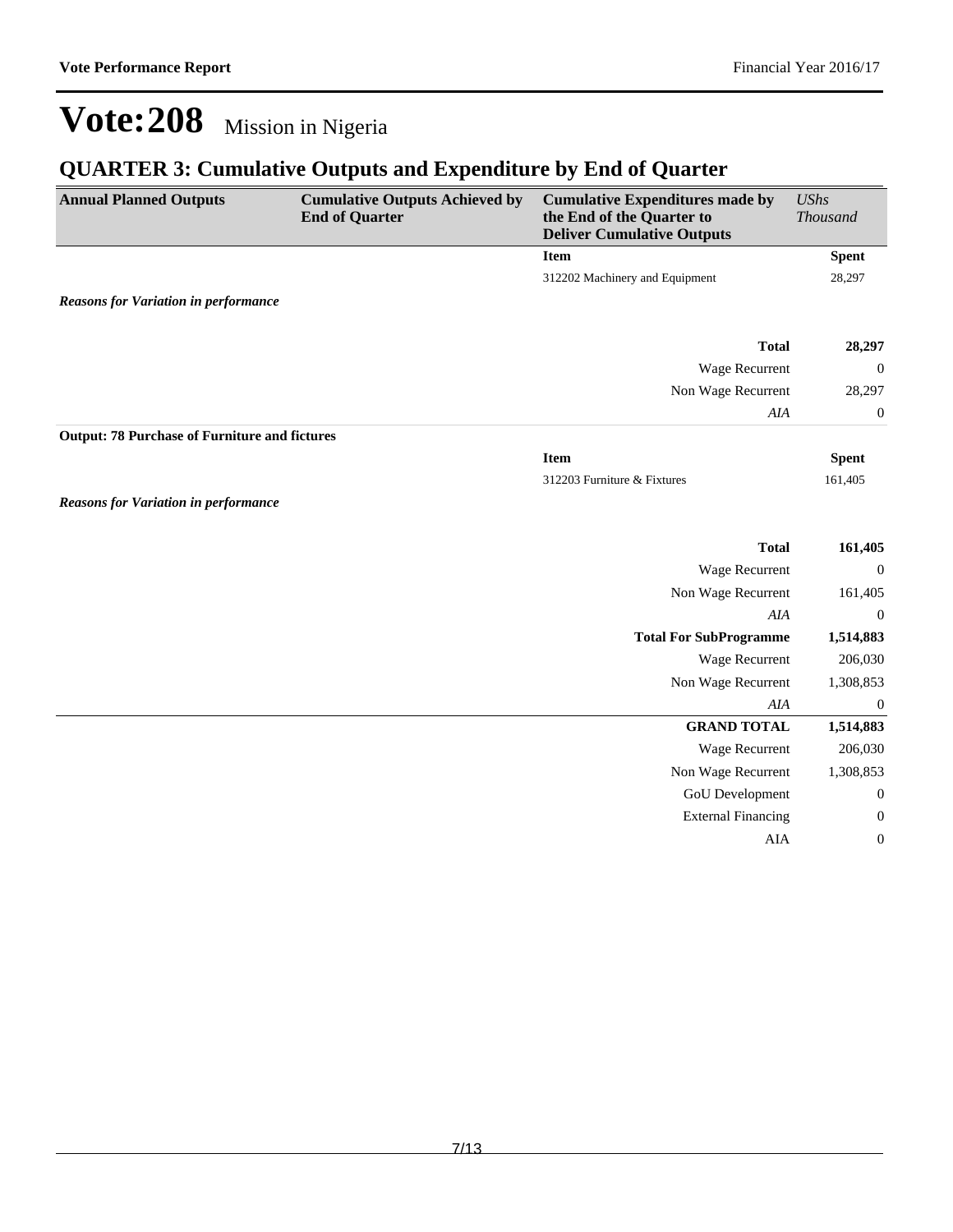# Vote:208 Mission in Nigeria

## QUARTER 3: Cumulative Outputs and Expenditure by End of Quarter

| Annual Planned Outputs | Cumulative Outputs Achieved by End of Quarter | Cumulative Expenditures made by the End of the Quarter to Deliver Cumulative Outputs | *UShs Thousand* |
|---|---|---|---|
| | | **Item** | **Spent** |
| | | 312202 Machinery and Equipment | 28,297 |
| ***Reasons for Variation in performance*** | | | |
| | | **Total** | **28,297** |
| | | Wage Recurrent | 0 |
| | | Non Wage Recurrent | 28,297 |
| | | *AIA* | 0 |
| **Output: 78 Purchase of Furniture and fictures** | | | |
| | | **Item** | **Spent** |
| | | 312203 Furniture & Fixtures | 161,405 |
| ***Reasons for Variation in performance*** | | | |
| | | **Total** | **161,405** |
| | | Wage Recurrent | 0 |
| | | Non Wage Recurrent | 161,405 |
| | | *AIA* | 0 |
| | | **Total For SubProgramme** | **1,514,883** |
| | | Wage Recurrent | 206,030 |
| | | Non Wage Recurrent | 1,308,853 |
| | | *AIA* | 0 |
| | | **GRAND TOTAL** | **1,514,883** |
| | | Wage Recurrent | 206,030 |
| | | Non Wage Recurrent | 1,308,853 |
| | | GoU Development | 0 |
| | | External Financing | 0 |
| | | AIA | 0 |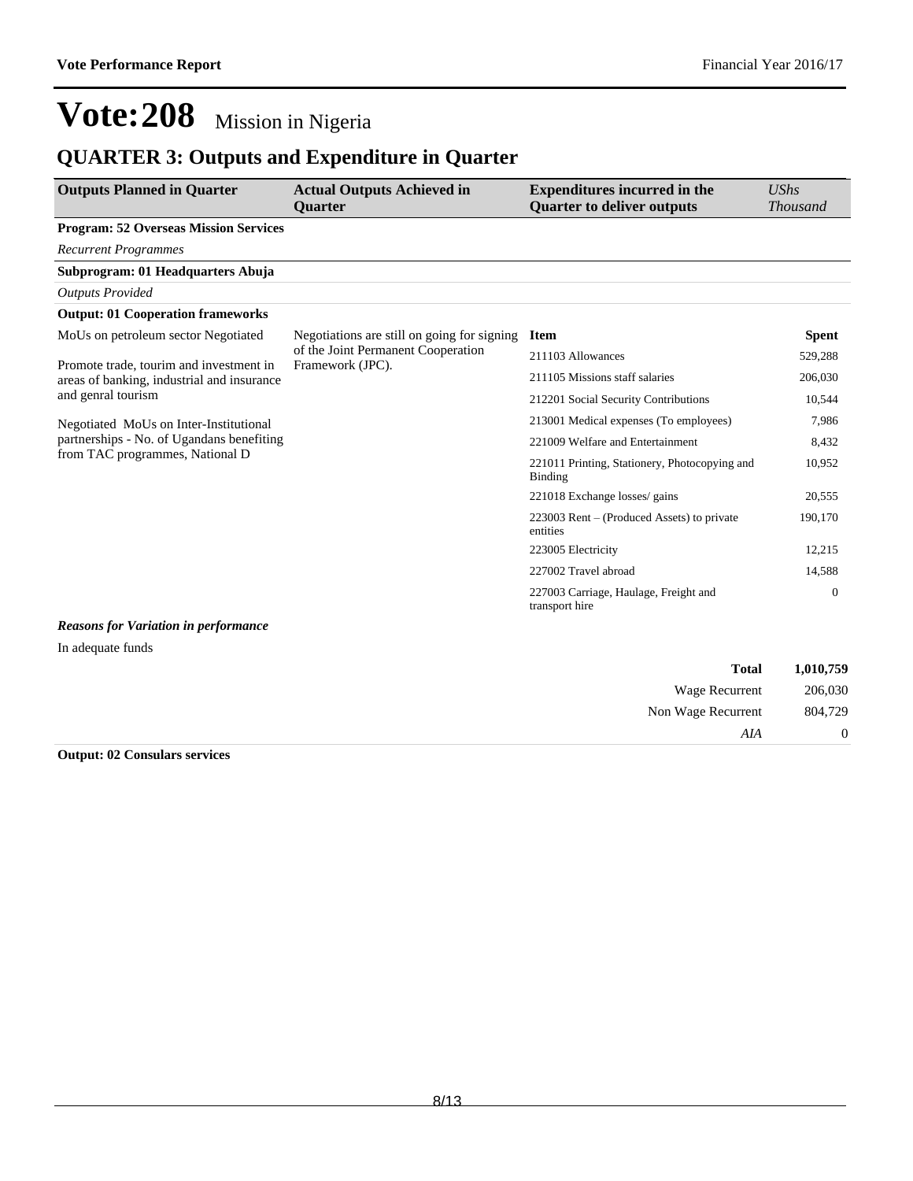# Vote:208 Mission in Nigeria

## QUARTER 3: Outputs and Expenditure in Quarter

| Outputs Planned in Quarter | Actual Outputs Achieved in Quarter | Expenditures incurred in the Quarter to deliver outputs | *UShs Thousand* |
|---|---|---|---|
| **Program: 52 Overseas Mission Services** | | | |
| *Recurrent Programmes* | | | |
| **Subprogram: 01 Headquarters Abuja** | | | |
| *Outputs Provided* | | | |
| **Output: 01 Cooperation frameworks** | | | |
| MoUs on petroleum sector Negotiated<br><br>Promote trade, tourim and investment in areas of banking, industrial and insurance and genral tourism<br><br>Negotiated MoUs on Inter-Institutional partnerships - No. of Ugandans benefiting from TAC programmes, National D | Negotiations are still on going for signing of the Joint Permanent Cooperation Framework (JPC). | **Item** | **Spent** |
| | | 211103 Allowances | 529,288 |
| | | 211105 Missions staff salaries | 206,030 |
| | | 212201 Social Security Contributions | 10,544 |
| | | 213001 Medical expenses (To employees) | 7,986 |
| | | 221009 Welfare and Entertainment | 8,432 |
| | | 221011 Printing, Stationery, Photocopying and Binding | 10,952 |
| | | 221018 Exchange losses/ gains | 20,555 |
| | | 223003 Rent – (Produced Assets) to private entities | 190,170 |
| | | 223005 Electricity | 12,215 |
| | | 227002 Travel abroad | 14,588 |
| | | 227003 Carriage, Haulage, Freight and transport hire | 0 |

***Reasons for Variation in performance***

In adequate funds

| | |
|---|---|
| **Total** | **1,010,759** |
| Wage Recurrent | 206,030 |
| Non Wage Recurrent | 804,729 |
| *AIA* | 0 |

**Output: 02 Consulars services**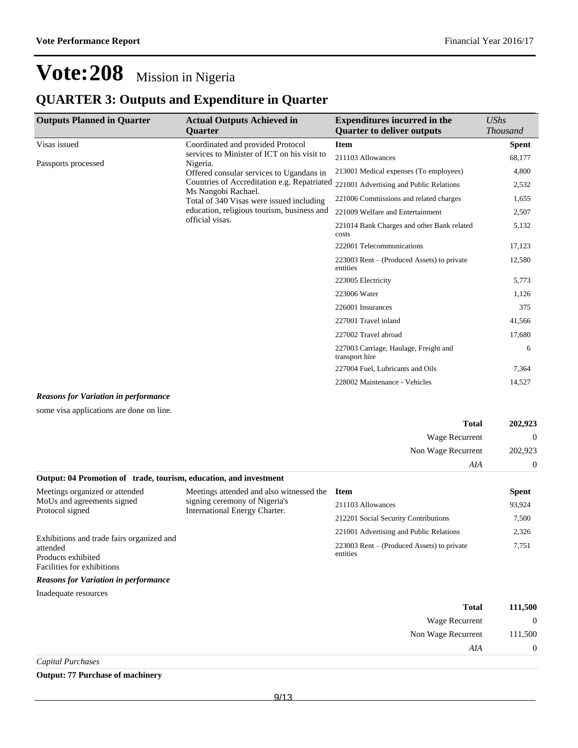# Vote:208 Mission in Nigeria

## QUARTER 3: Outputs and Expenditure in Quarter

| Outputs Planned in Quarter | Actual Outputs Achieved in Quarter | Expenditures incurred in the Quarter to deliver outputs | *UShs Thousand* |
|---|---|---|---|
| Visas issued<br><br>Passports processed | Coordinated and provided Protocol services to Minister of ICT on his visit to Nigeria.<br>Offered consular services to Ugandans in Countries of Accreditation e.g. Repatriated Ms Nangobi Rachael.<br>Total of 340 Visas were issued including education, religious tourism, business and official visas. | **Item** | **Spent** |
| | | 211103 Allowances | 68,177 |
| | | 213001 Medical expenses (To employees) | 4,800 |
| | | 221001 Advertising and Public Relations | 2,532 |
| | | 221006 Commissions and related charges | 1,655 |
| | | 221009 Welfare and Entertainment | 2,507 |
| | | 221014 Bank Charges and other Bank related costs | 5,132 |
| | | 222001 Telecommunications | 17,123 |
| | | 223003 Rent – (Produced Assets) to private entities | 12,580 |
| | | 223005 Electricity | 5,773 |
| | | 223006 Water | 1,126 |
| | | 226001 Insurances | 375 |
| | | 227001 Travel inland | 41,566 |
| | | 227002 Travel abroad | 17,680 |
| | | 227003 Carriage, Haulage, Freight and transport hire | 6 |
| | | 227004 Fuel, Lubricants and Oils | 7,364 |
| | | 228002 Maintenance - Vehicles | 14,527 |

***Reasons for Variation in performance***

some visa applications are done on line.

| | |
|---|---|
| **Total** | **202,923** |
| Wage Recurrent | 0 |
| Non Wage Recurrent | 202,923 |
| *AIA* | 0 |

**Output: 04 Promotion of trade, tourism, education, and investment**

| Outputs Planned in Quarter | Actual Outputs Achieved in Quarter | Item | Spent |
|---|---|---|---|
| Meetings organized or attended<br>MoUs and agreements signed<br>Protocol signed<br><br>Exhibitions and trade fairs organized and attended<br>Products exhibited<br>Facilities for exhibitions | Meetings attended and also witnessed the signing ceremony of Nigeria's International Energy Charter. | **Item** | **Spent** |
| | | 211103 Allowances | 93,924 |
| | | 212201 Social Security Contributions | 7,500 |
| | | 221001 Advertising and Public Relations | 2,326 |
| | | 223003 Rent – (Produced Assets) to private entities | 7,751 |

***Reasons for Variation in performance***

Inadequate resources

| | |
|---|---|
| **Total** | **111,500** |
| Wage Recurrent | 0 |
| Non Wage Recurrent | 111,500 |
| *AIA* | 0 |

*Capital Purchases*

**Output: 77 Purchase of machinery**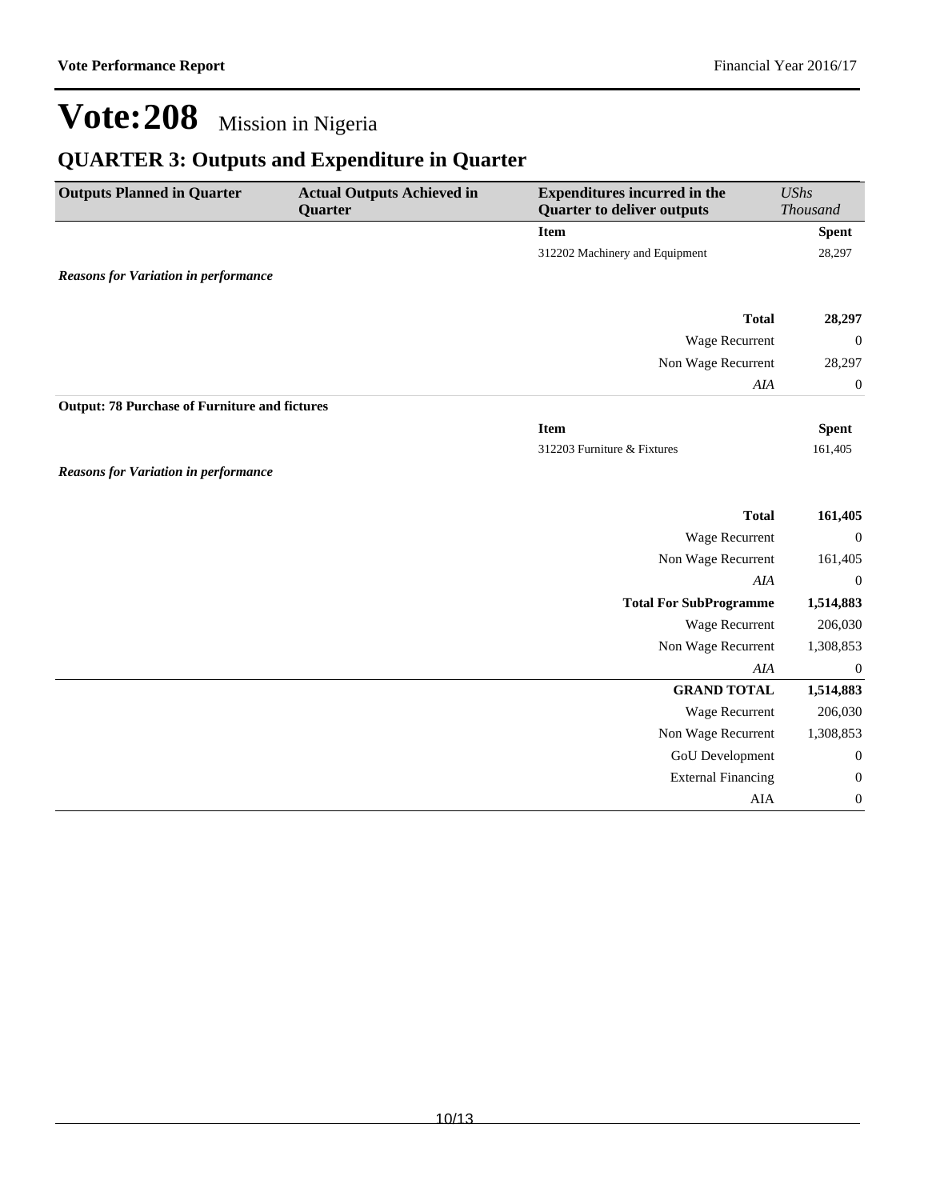# Vote:208 Mission in Nigeria

## QUARTER 3: Outputs and Expenditure in Quarter

| Outputs Planned in Quarter | Actual Outputs Achieved in Quarter | Expenditures incurred in the Quarter to deliver outputs | *UShs Thousand* |
|---|---|---|---|
| | | **Item** | **Spent** |
| | | 312202 Machinery and Equipment | 28,297 |
| ***Reasons for Variation in performance*** | | | |
| | | **Total** | **28,297** |
| | | Wage Recurrent | 0 |
| | | Non Wage Recurrent | 28,297 |
| | | *AIA* | 0 |
| **Output: 78 Purchase of Furniture and fictures** | | | |
| | | **Item** | **Spent** |
| | | 312203 Furniture & Fixtures | 161,405 |
| ***Reasons for Variation in performance*** | | | |
| | | **Total** | **161,405** |
| | | Wage Recurrent | 0 |
| | | Non Wage Recurrent | 161,405 |
| | | *AIA* | 0 |
| | | **Total For SubProgramme** | **1,514,883** |
| | | Wage Recurrent | 206,030 |
| | | Non Wage Recurrent | 1,308,853 |
| | | *AIA* | 0 |
| | | **GRAND TOTAL** | **1,514,883** |
| | | Wage Recurrent | 206,030 |
| | | Non Wage Recurrent | 1,308,853 |
| | | GoU Development | 0 |
| | | External Financing | 0 |
| | | AIA | 0 |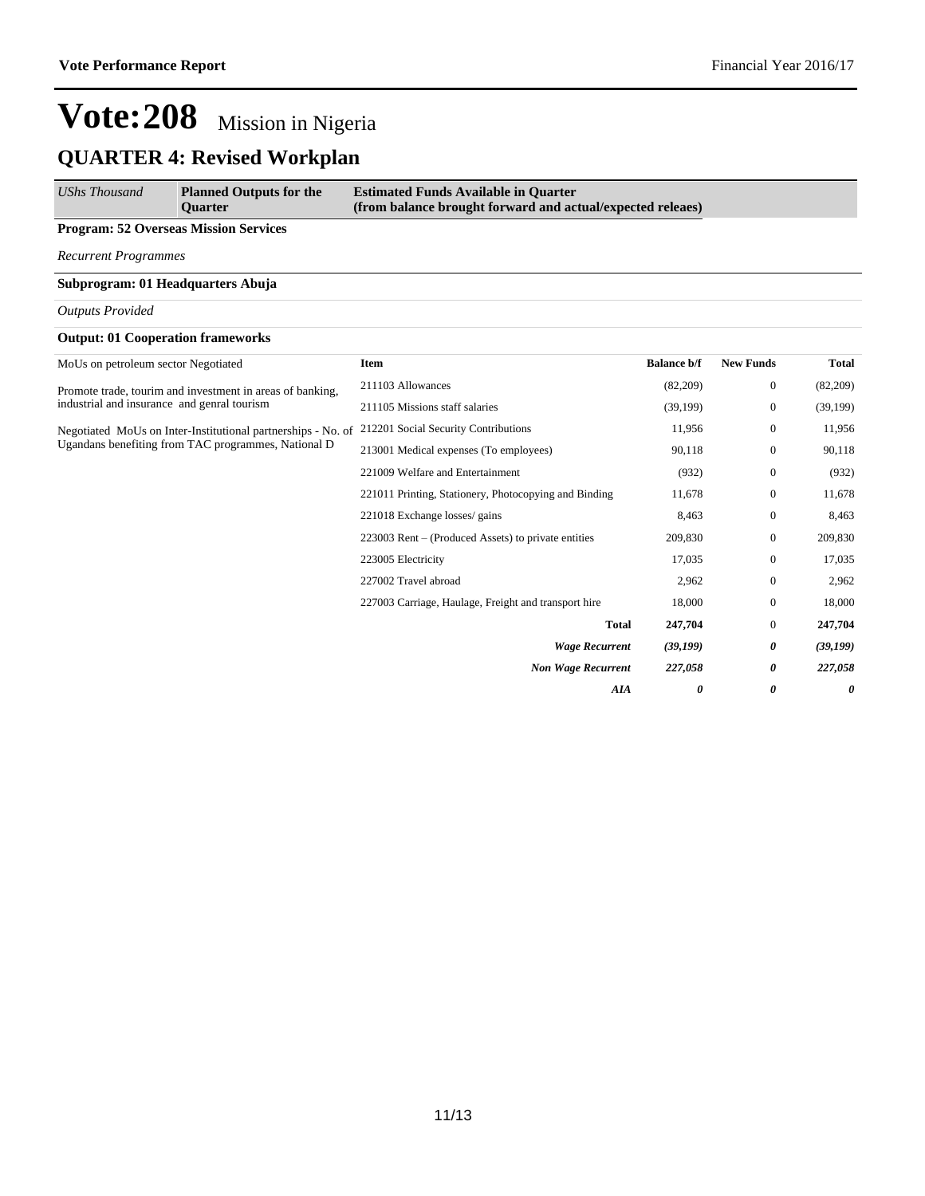# Vote:208 Mission in Nigeria

## QUARTER 4: Revised Workplan

| *UShs Thousand* | **Planned Outputs for the Quarter** | **Estimated Funds Available in Quarter (from balance brought forward and actual/expected releaes)** |
|---|---|---|

**Program: 52 Overseas Mission Services**

*Recurrent Programmes*

**Subprogram: 01 Headquarters Abuja**

*Outputs Provided*

**Output: 01 Cooperation frameworks**

| Planned Outputs | Item | Balance b/f | New Funds | Total |
|---|---|---|---|---|
| MoUs on petroleum sector Negotiated<br><br>Promote trade, tourim and investment in areas of banking, industrial and insurance and genral tourism<br><br>Negotiated MoUs on Inter-Institutional partnerships - No. of Ugandans benefiting from TAC programmes, National D | 211103 Allowances | (82,209) | 0 | (82,209) |
| | 211105 Missions staff salaries | (39,199) | 0 | (39,199) |
| | 212201 Social Security Contributions | 11,956 | 0 | 11,956 |
| | 213001 Medical expenses (To employees) | 90,118 | 0 | 90,118 |
| | 221009 Welfare and Entertainment | (932) | 0 | (932) |
| | 221011 Printing, Stationery, Photocopying and Binding | 11,678 | 0 | 11,678 |
| | 221018 Exchange losses/ gains | 8,463 | 0 | 8,463 |
| | 223003 Rent – (Produced Assets) to private entities | 209,830 | 0 | 209,830 |
| | 223005 Electricity | 17,035 | 0 | 17,035 |
| | 227002 Travel abroad | 2,962 | 0 | 2,962 |
| | 227003 Carriage, Haulage, Freight and transport hire | 18,000 | 0 | 18,000 |
| | **Total** | **247,704** | 0 | **247,704** |
| | ***Wage Recurrent*** | ***(39,199)*** | ***0*** | ***(39,199)*** |
| | ***Non Wage Recurrent*** | ***227,058*** | ***0*** | ***227,058*** |
| | ***AIA*** | ***0*** | ***0*** | ***0*** |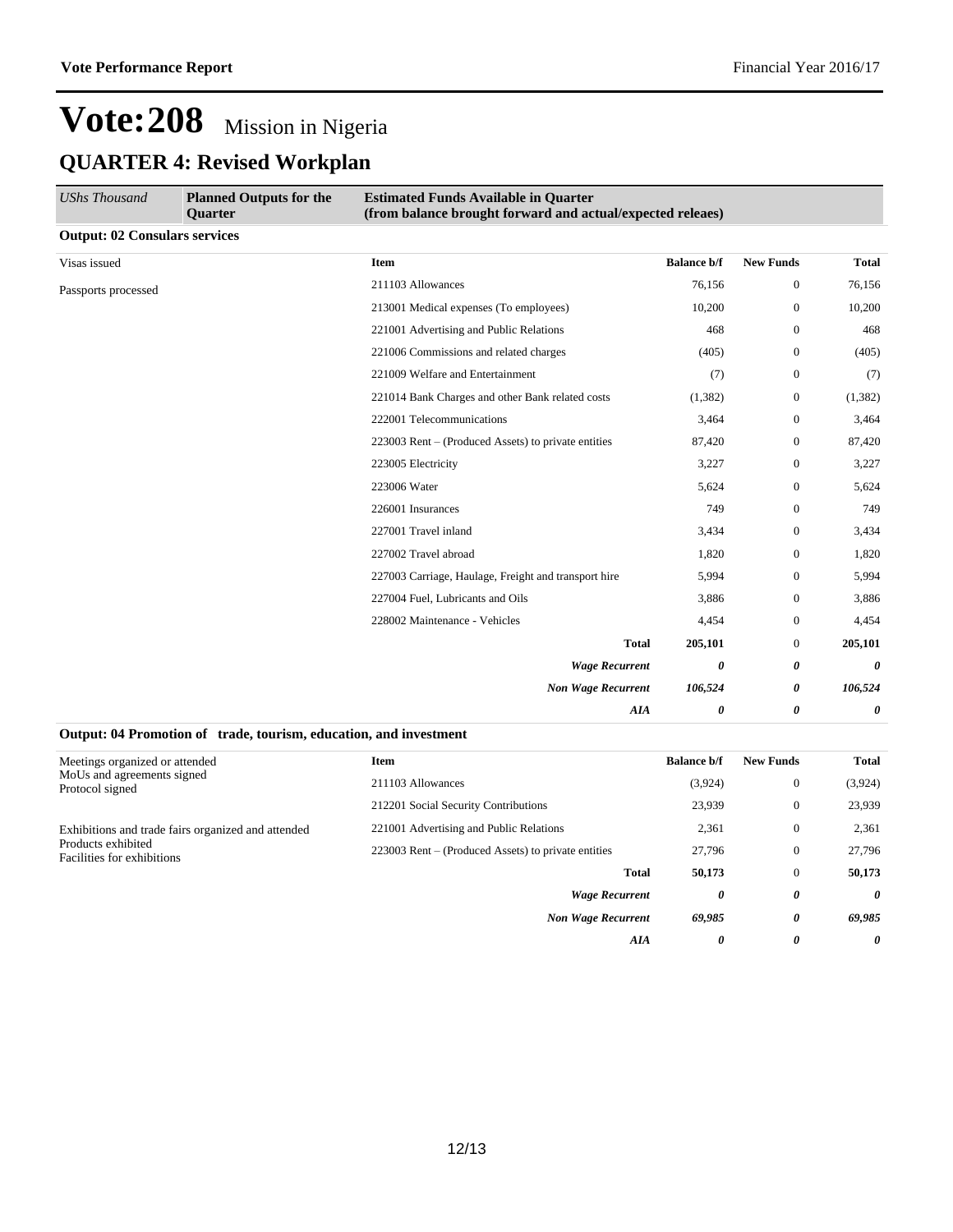# Vote:208 Mission in Nigeria

## QUARTER 4: Revised Workplan

| *UShs Thousand* | **Planned Outputs for the Quarter** | **Estimated Funds Available in Quarter (from balance brought forward and actual/expected releaes)** | | | |
|---|---|---|---|---|---|

### Output: 02 Consulars services

| Planned Outputs | Item | Balance b/f | New Funds | Total |
|---|---|---|---|---|
| Visas issued | **Item** | **Balance b/f** | **New Funds** | **Total** |
| Passports processed | 211103 Allowances | 76,156 | 0 | 76,156 |
| | 213001 Medical expenses (To employees) | 10,200 | 0 | 10,200 |
| | 221001 Advertising and Public Relations | 468 | 0 | 468 |
| | 221006 Commissions and related charges | (405) | 0 | (405) |
| | 221009 Welfare and Entertainment | (7) | 0 | (7) |
| | 221014 Bank Charges and other Bank related costs | (1,382) | 0 | (1,382) |
| | 222001 Telecommunications | 3,464 | 0 | 3,464 |
| | 223003 Rent – (Produced Assets) to private entities | 87,420 | 0 | 87,420 |
| | 223005 Electricity | 3,227 | 0 | 3,227 |
| | 223006 Water | 5,624 | 0 | 5,624 |
| | 226001 Insurances | 749 | 0 | 749 |
| | 227001 Travel inland | 3,434 | 0 | 3,434 |
| | 227002 Travel abroad | 1,820 | 0 | 1,820 |
| | 227003 Carriage, Haulage, Freight and transport hire | 5,994 | 0 | 5,994 |
| | 227004 Fuel, Lubricants and Oils | 3,886 | 0 | 3,886 |
| | 228002 Maintenance - Vehicles | 4,454 | 0 | 4,454 |
| | **Total** | **205,101** | 0 | **205,101** |
| | ***Wage Recurrent*** | ***0*** | ***0*** | ***0*** |
| | ***Non Wage Recurrent*** | ***106,524*** | ***0*** | ***106,524*** |
| | ***AIA*** | ***0*** | ***0*** | ***0*** |

### Output: 04 Promotion of trade, tourism, education, and investment

| Planned Outputs | Item | Balance b/f | New Funds | Total |
|---|---|---|---|---|
| Meetings organized or attended<br>MoUs and agreements signed<br>Protocol signed | **Item** | **Balance b/f** | **New Funds** | **Total** |
| | 211103 Allowances | (3,924) | 0 | (3,924) |
| | 212201 Social Security Contributions | 23,939 | 0 | 23,939 |
| Exhibitions and trade fairs organized and attended<br>Products exhibited<br>Facilities for exhibitions | 221001 Advertising and Public Relations | 2,361 | 0 | 2,361 |
| | 223003 Rent – (Produced Assets) to private entities | 27,796 | 0 | 27,796 |
| | **Total** | **50,173** | 0 | **50,173** |
| | ***Wage Recurrent*** | ***0*** | ***0*** | ***0*** |
| | ***Non Wage Recurrent*** | ***69,985*** | ***0*** | ***69,985*** |
| | ***AIA*** | ***0*** | ***0*** | ***0*** |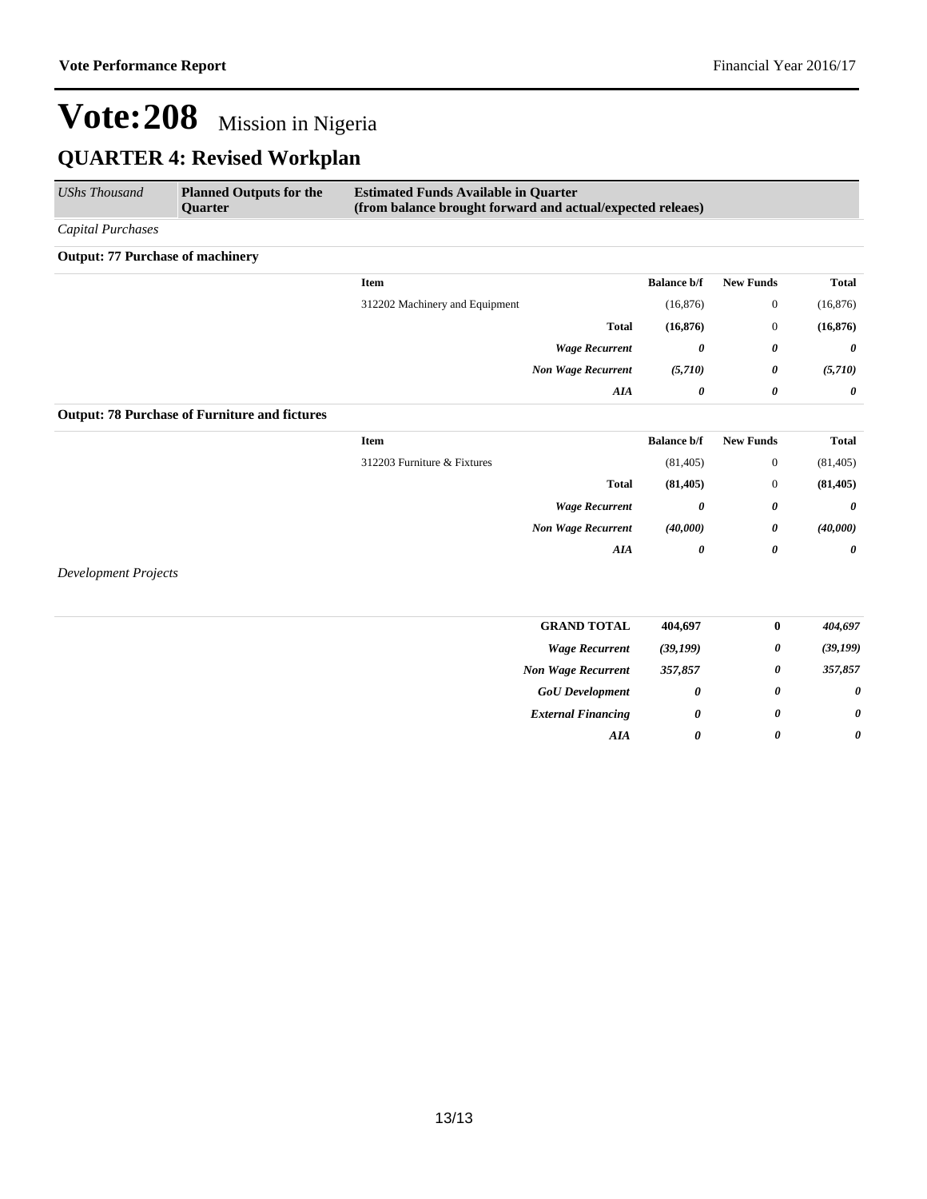# Vote:208 Mission in Nigeria

## QUARTER 4: Revised Workplan

| *UShs Thousand* | **Planned Outputs for the Quarter** | **Estimated Funds Available in Quarter (from balance brought forward and actual/expected releaes)** | | | |
|---|---|---|---|---|---|
| *Capital Purchases* | | | | | |
| **Output: 77 Purchase of machinery** | | | | | |
| | | **Item** | **Balance b/f** | **New Funds** | **Total** |
| | | 312202 Machinery and Equipment | (16,876) | 0 | (16,876) |
| | | **Total** | **(16,876)** | 0 | **(16,876)** |
| | | ***Wage Recurrent*** | ***0*** | ***0*** | ***0*** |
| | | ***Non Wage Recurrent*** | ***(5,710)*** | ***0*** | ***(5,710)*** |
| | | ***AIA*** | ***0*** | ***0*** | ***0*** |
| **Output: 78 Purchase of Furniture and fictures** | | | | | |
| | | **Item** | **Balance b/f** | **New Funds** | **Total** |
| | | 312203 Furniture & Fixtures | (81,405) | 0 | (81,405) |
| | | **Total** | **(81,405)** | 0 | **(81,405)** |
| | | ***Wage Recurrent*** | ***0*** | ***0*** | ***0*** |
| | | ***Non Wage Recurrent*** | ***(40,000)*** | ***0*** | ***(40,000)*** |
| | | ***AIA*** | ***0*** | ***0*** | ***0*** |
| *Development Projects* | | | | | |
| | | **GRAND TOTAL** | **404,697** | **0** | ***404,697*** |
| | | ***Wage Recurrent*** | ***(39,199)*** | ***0*** | ***(39,199)*** |
| | | ***Non Wage Recurrent*** | ***357,857*** | ***0*** | ***357,857*** |
| | | ***GoU Development*** | ***0*** | ***0*** | ***0*** |
| | | ***External Financing*** | ***0*** | ***0*** | ***0*** |
| | | ***AIA*** | ***0*** | ***0*** | ***0*** |